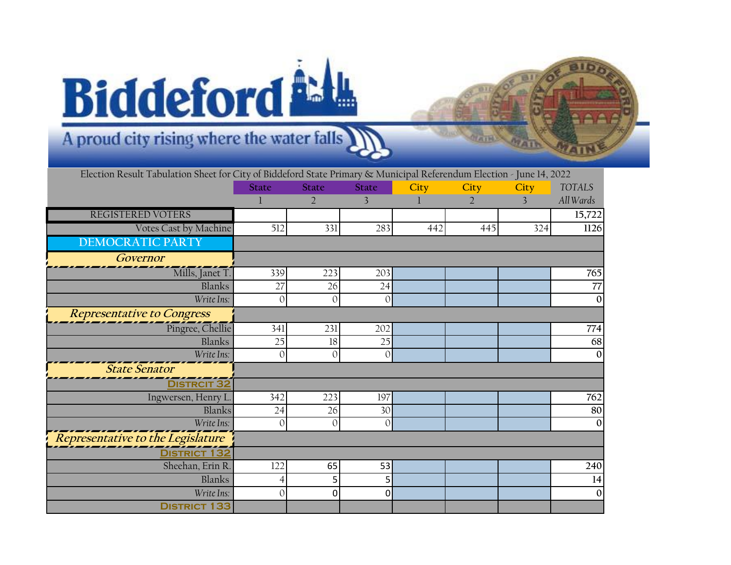# Biddeford

A proud city rising where the water falls

Election Result Tabulation Sheet for City of Biddeford State Primary & Municipal Referendum Election - June 14, 2022

| | State 1 | State 2 | State 3 | City 1 | City 2 | City 3 | TOTALS All Wards |
|---|---|---|---|---|---|---|---|
| REGISTERED VOTERS | | | | | | | 15,722 |
| Votes Cast by Machine | 512 | 331 | 283 | 442 | 445 | 324 | 1126 |
| **DEMOCRATIC PARTY** | | | | | | | |
| ***Governor*** | | | | | | | |
| Mills, Janet T. | 339 | 223 | 203 | | | | 765 |
| Blanks | 27 | 26 | 24 | | | | 77 |
| *Write Ins:* | 0 | 0 | 0 | | | | 0 |
| ***Representative to Congress*** | | | | | | | |
| Pingree, Chellie | 341 | 231 | 202 | | | | 774 |
| Blanks | 25 | 18 | 25 | | | | 68 |
| *Write Ins:* | 0 | 0 | 0 | | | | 0 |
| ***State Senator*** | | | | | | | |
| **DISTRCIT 32** | | | | | | | |
| Ingwersen, Henry L. | 342 | 223 | 197 | | | | 762 |
| Blanks | 24 | 26 | 30 | | | | 80 |
| *Write Ins:* | 0 | 0 | 0 | | | | 0 |
| ***Representative to the Legislature*** | | | | | | | |
| **DISTRICT 132** | | | | | | | |
| Sheehan, Erin R. | 122 | 65 | 53 | | | | 240 |
| Blanks | 4 | 5 | 5 | | | | 14 |
| *Write Ins:* | 0 | 0 | 0 | | | | 0 |
| **DISTRICT 133** | | | | | | | |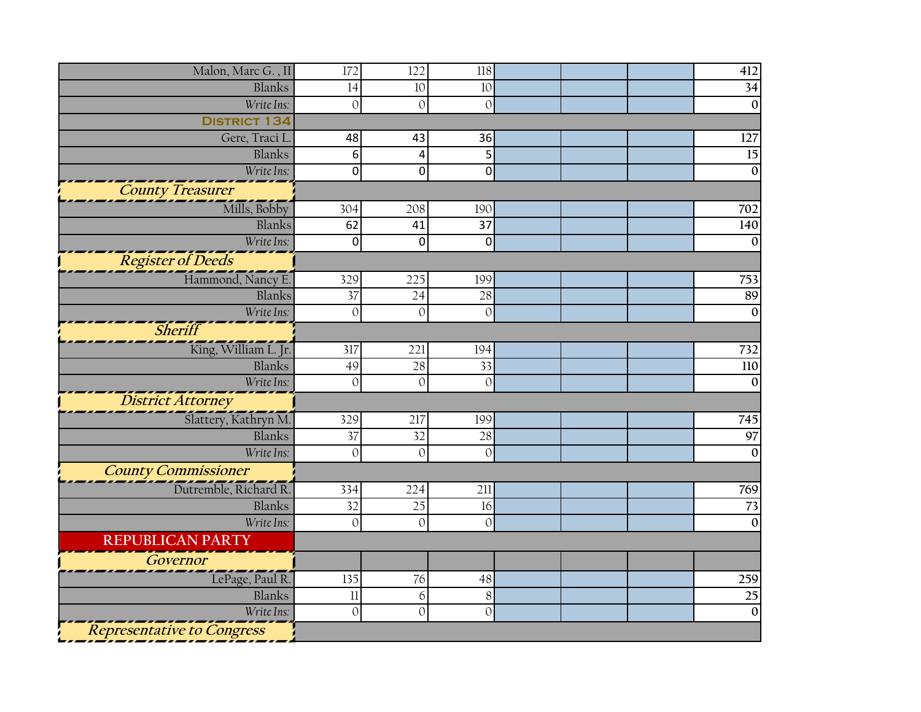| | | | | | | | |
|---|---|---|---|---|---|---|---|
| Malon, Marc G. , II | 172 | 122 | 118 | | | | 412 |
| Blanks | 14 | 10 | 10 | | | | 34 |
| *Write Ins:* | 0 | 0 | 0 | | | | 0 |
| **DISTRICT 134** | | | | | | | |
| Gere, Traci L. | 48 | 43 | 36 | | | | 127 |
| Blanks | 6 | 4 | 5 | | | | 15 |
| *Write Ins:* | 0 | 0 | 0 | | | | 0 |
| ***County Treasurer*** | | | | | | | |
| Mills, Bobby | 304 | 208 | 190 | | | | 702 |
| Blanks | 62 | 41 | 37 | | | | 140 |
| *Write Ins:* | 0 | 0 | 0 | | | | 0 |
| ***Register of Deeds*** | | | | | | | |
| Hammond, Nancy E. | 329 | 225 | 199 | | | | 753 |
| Blanks | 37 | 24 | 28 | | | | 89 |
| *Write Ins:* | 0 | 0 | 0 | | | | 0 |
| ***Sheriff*** | | | | | | | |
| King, William L. Jr. | 317 | 221 | 194 | | | | 732 |
| Blanks | 49 | 28 | 33 | | | | 110 |
| *Write Ins:* | 0 | 0 | 0 | | | | 0 |
| ***District Attorney*** | | | | | | | |
| Slattery, Kathryn M. | 329 | 217 | 199 | | | | 745 |
| Blanks | 37 | 32 | 28 | | | | 97 |
| *Write Ins:* | 0 | 0 | 0 | | | | 0 |
| ***County Commissioner*** | | | | | | | |
| Dutremble, Richard R. | 334 | 224 | 211 | | | | 769 |
| Blanks | 32 | 25 | 16 | | | | 73 |
| *Write Ins:* | 0 | 0 | 0 | | | | 0 |
| **REPUBLICAN PARTY** | | | | | | | |
| ***Governor*** | | | | | | | |
| LePage, Paul R. | 135 | 76 | 48 | | | | 259 |
| Blanks | 11 | 6 | 8 | | | | 25 |
| *Write Ins:* | 0 | 0 | 0 | | | | 0 |
| ***Representative to Congress*** | | | | | | | |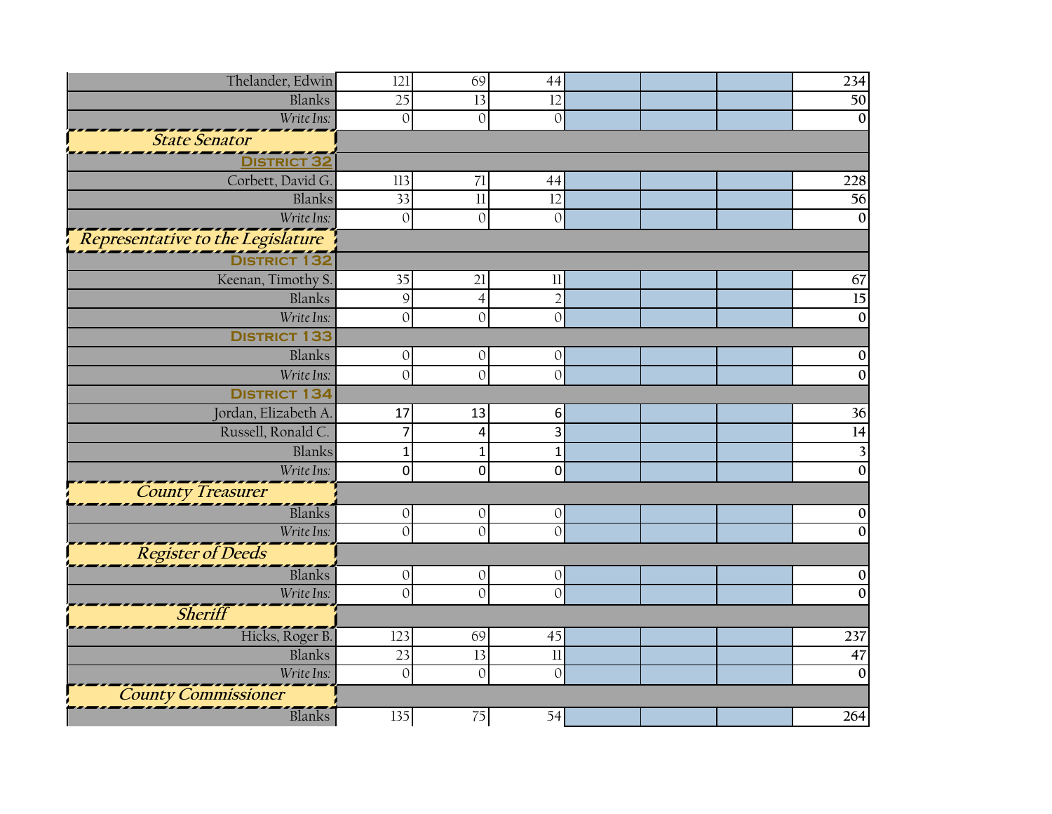| | | | | | | | |
|---|---|---|---|---|---|---|---|
| Thelander, Edwin | 121 | 69 | 44 | | | | 234 |
| Blanks | 25 | 13 | 12 | | | | 50 |
| *Write Ins:* | 0 | 0 | 0 | | | | 0 |
| ***State Senator*** | | | | | | | |
| **DISTRICT 32** | | | | | | | |
| Corbett, David G. | 113 | 71 | 44 | | | | 228 |
| Blanks | 33 | 11 | 12 | | | | 56 |
| *Write Ins:* | 0 | 0 | 0 | | | | 0 |
| ***Representative to the Legislature*** | | | | | | | |
| **DISTRICT 132** | | | | | | | |
| Keenan, Timothy S. | 35 | 21 | 11 | | | | 67 |
| Blanks | 9 | 4 | 2 | | | | 15 |
| *Write Ins:* | 0 | 0 | 0 | | | | 0 |
| **DISTRICT 133** | | | | | | | |
| Blanks | 0 | 0 | 0 | | | | 0 |
| *Write Ins:* | 0 | 0 | 0 | | | | 0 |
| **DISTRICT 134** | | | | | | | |
| Jordan, Elizabeth A. | 17 | 13 | 6 | | | | 36 |
| Russell, Ronald C. | 7 | 4 | 3 | | | | 14 |
| Blanks | 1 | 1 | 1 | | | | 3 |
| *Write Ins:* | 0 | 0 | 0 | | | | 0 |
| ***County Treasurer*** | | | | | | | |
| Blanks | 0 | 0 | 0 | | | | 0 |
| *Write Ins:* | 0 | 0 | 0 | | | | 0 |
| ***Register of Deeds*** | | | | | | | |
| Blanks | 0 | 0 | 0 | | | | 0 |
| *Write Ins:* | 0 | 0 | 0 | | | | 0 |
| ***Sheriff*** | | | | | | | |
| Hicks, Roger B. | 123 | 69 | 45 | | | | 237 |
| Blanks | 23 | 13 | 11 | | | | 47 |
| *Write Ins:* | 0 | 0 | 0 | | | | 0 |
| ***County Commissioner*** | | | | | | | |
| Blanks | 135 | 75 | 54 | | | | 264 |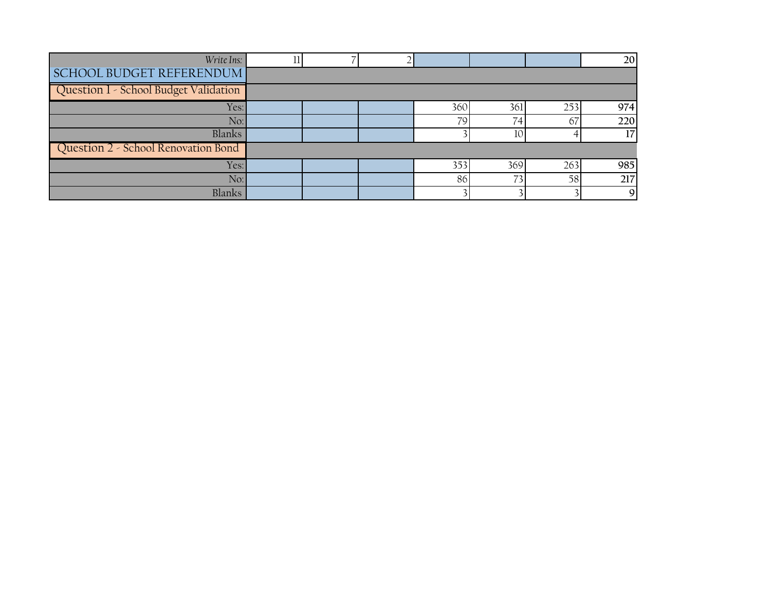| | | | | | | | |
|---|---|---|---|---|---|---|---|
| *Write Ins:* | 11 | 7 | 2 | | | | **20** |
| SCHOOL BUDGET REFERENDUM | | | | | | | |
| Question 1 - School Budget Validation | | | | | | | |
| Yes: | | | | 360 | 361 | 253 | **974** |
| No: | | | | 79 | 74 | 67 | **220** |
| Blanks | | | | 3 | 10 | 4 | **17** |
| Question 2 - School Renovation Bond | | | | | | | |
| Yes: | | | | 353 | 369 | 263 | **985** |
| No: | | | | 86 | 73 | 58 | **217** |
| Blanks | | | | 3 | 3 | 3 | **9** |